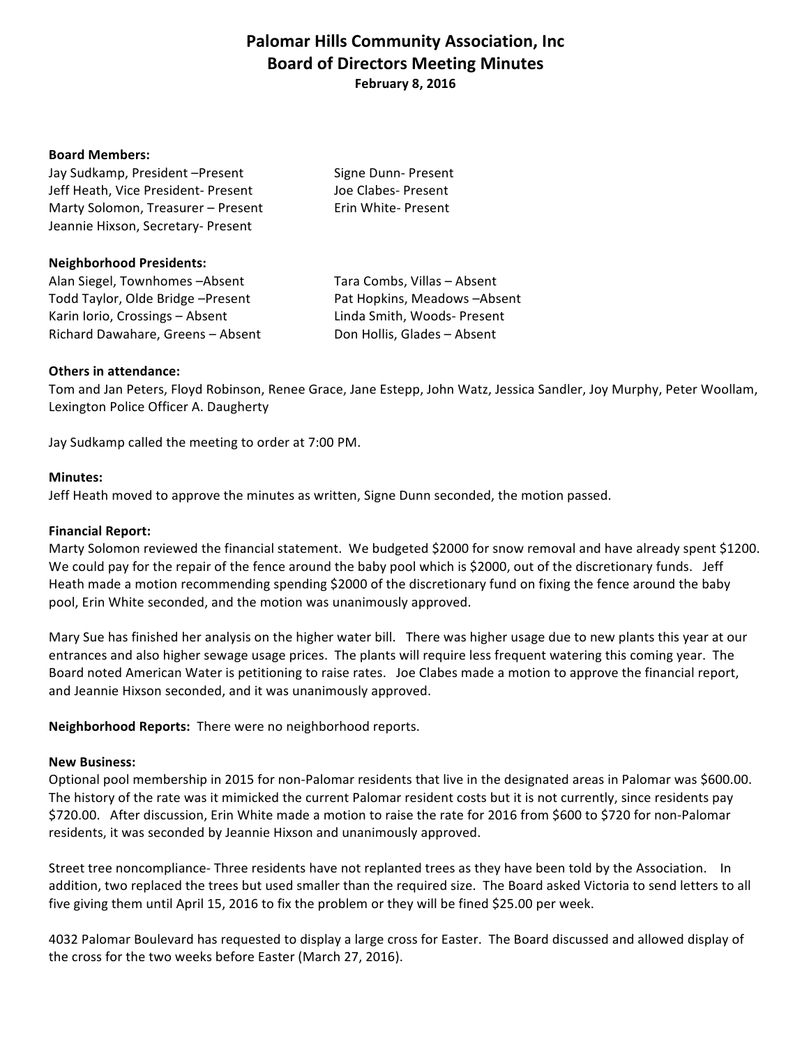# Palomar Hills Community Association, Inc
## Board of Directors Meeting Minutes
**February 8, 2016**

**Board Members:**

Jay Sudkamp, President –Present
Jeff Heath, Vice President- Present
Marty Solomon, Treasurer – Present
Jeannie Hixson, Secretary- Present
Signe Dunn- Present
Joe Clabes- Present
Erin White- Present

**Neighborhood Presidents:**

Alan Siegel, Townhomes –Absent
Todd Taylor, Olde Bridge –Present
Karin Iorio, Crossings – Absent
Richard Dawahare, Greens – Absent
Tara Combs, Villas – Absent
Pat Hopkins, Meadows –Absent
Linda Smith, Woods- Present
Don Hollis, Glades – Absent

**Others in attendance:**

Tom and Jan Peters, Floyd Robinson, Renee Grace, Jane Estepp, John Watz, Jessica Sandler, Joy Murphy, Peter Woollam, Lexington Police Officer A. Daugherty

Jay Sudkamp called the meeting to order at 7:00 PM.

**Minutes:**

Jeff Heath moved to approve the minutes as written, Signe Dunn seconded, the motion passed.

**Financial Report:**

Marty Solomon reviewed the financial statement. We budgeted $2000 for snow removal and have already spent $1200. We could pay for the repair of the fence around the baby pool which is $2000, out of the discretionary funds. Jeff Heath made a motion recommending spending $2000 of the discretionary fund on fixing the fence around the baby pool, Erin White seconded, and the motion was unanimously approved.

Mary Sue has finished her analysis on the higher water bill. There was higher usage due to new plants this year at our entrances and also higher sewage usage prices. The plants will require less frequent watering this coming year. The Board noted American Water is petitioning to raise rates. Joe Clabes made a motion to approve the financial report, and Jeannie Hixson seconded, and it was unanimously approved.

**Neighborhood Reports:** There were no neighborhood reports.

**New Business:**

Optional pool membership in 2015 for non-Palomar residents that live in the designated areas in Palomar was $600.00. The history of the rate was it mimicked the current Palomar resident costs but it is not currently, since residents pay $720.00. After discussion, Erin White made a motion to raise the rate for 2016 from $600 to $720 for non-Palomar residents, it was seconded by Jeannie Hixson and unanimously approved.

Street tree noncompliance- Three residents have not replanted trees as they have been told by the Association. In addition, two replaced the trees but used smaller than the required size. The Board asked Victoria to send letters to all five giving them until April 15, 2016 to fix the problem or they will be fined $25.00 per week.

4032 Palomar Boulevard has requested to display a large cross for Easter. The Board discussed and allowed display of the cross for the two weeks before Easter (March 27, 2016).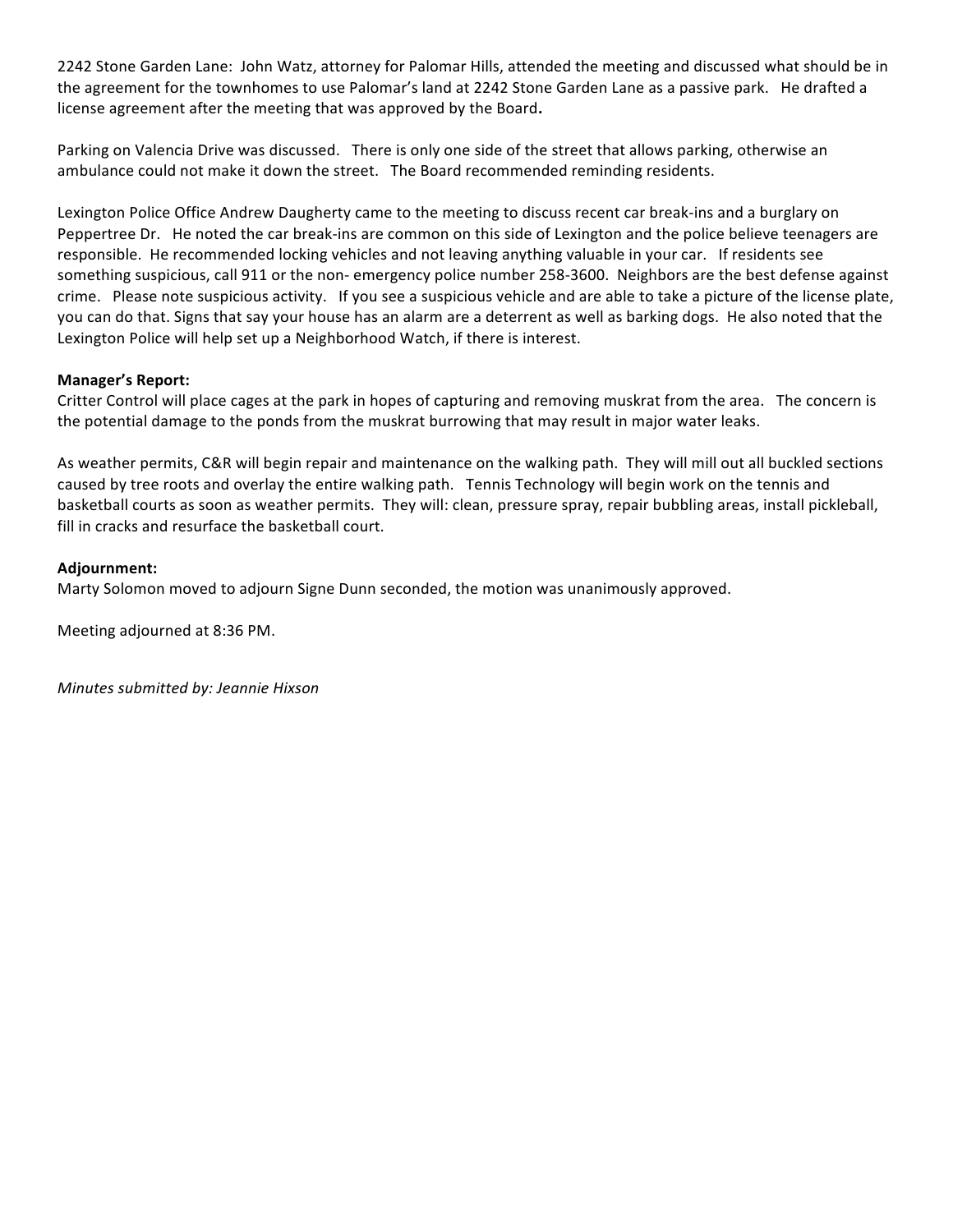2242 Stone Garden Lane: John Watz, attorney for Palomar Hills, attended the meeting and discussed what should be in the agreement for the townhomes to use Palomar's land at 2242 Stone Garden Lane as a passive park. He drafted a license agreement after the meeting that was approved by the Board**.**

Parking on Valencia Drive was discussed. There is only one side of the street that allows parking, otherwise an ambulance could not make it down the street. The Board recommended reminding residents.

Lexington Police Office Andrew Daugherty came to the meeting to discuss recent car break-ins and a burglary on Peppertree Dr. He noted the car break-ins are common on this side of Lexington and the police believe teenagers are responsible. He recommended locking vehicles and not leaving anything valuable in your car. If residents see something suspicious, call 911 or the non- emergency police number 258-3600. Neighbors are the best defense against crime. Please note suspicious activity. If you see a suspicious vehicle and are able to take a picture of the license plate, you can do that. Signs that say your house has an alarm are a deterrent as well as barking dogs. He also noted that the Lexington Police will help set up a Neighborhood Watch, if there is interest.

**Manager's Report:**
Critter Control will place cages at the park in hopes of capturing and removing muskrat from the area. The concern is the potential damage to the ponds from the muskrat burrowing that may result in major water leaks.

As weather permits, C&R will begin repair and maintenance on the walking path. They will mill out all buckled sections caused by tree roots and overlay the entire walking path. Tennis Technology will begin work on the tennis and basketball courts as soon as weather permits. They will: clean, pressure spray, repair bubbling areas, install pickleball, fill in cracks and resurface the basketball court.

**Adjournment:**
Marty Solomon moved to adjourn Signe Dunn seconded, the motion was unanimously approved.

Meeting adjourned at 8:36 PM.

*Minutes submitted by: Jeannie Hixson*